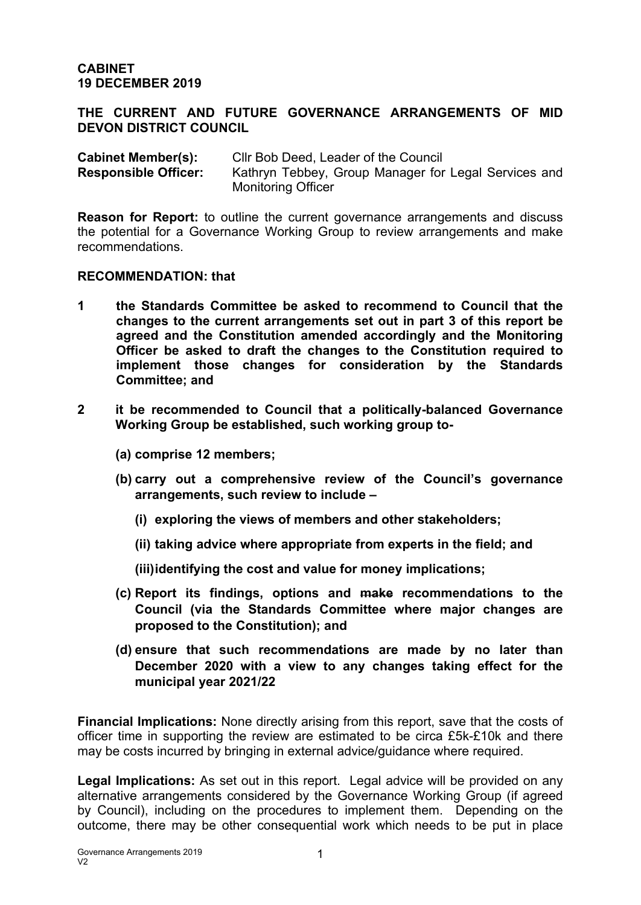**CABINET**
**19 DECEMBER 2019**

**THE CURRENT AND FUTURE GOVERNANCE ARRANGEMENTS OF MID DEVON DISTRICT COUNCIL**

**Cabinet Member(s):** Cllr Bob Deed, Leader of the Council
**Responsible Officer:** Kathryn Tebbey, Group Manager for Legal Services and Monitoring Officer

**Reason for Report:** to outline the current governance arrangements and discuss the potential for a Governance Working Group to review arrangements and make recommendations.

**RECOMMENDATION: that**

**1 the Standards Committee be asked to recommend to Council that the changes to the current arrangements set out in part 3 of this report be agreed and the Constitution amended accordingly and the Monitoring Officer be asked to draft the changes to the Constitution required to implement those changes for consideration by the Standards Committee; and**

**2 it be recommended to Council that a politically-balanced Governance Working Group be established, such working group to-**

**(a) comprise 12 members;**

**(b) carry out a comprehensive review of the Council's governance arrangements, such review to include –**

**(i) exploring the views of members and other stakeholders;**

**(ii) taking advice where appropriate from experts in the field; and**

**(iii) identifying the cost and value for money implications;**

**(c) Report its findings, options and ~~make~~ recommendations to the Council (via the Standards Committee where major changes are proposed to the Constitution); and**

**(d) ensure that such recommendations are made by no later than December 2020 with a view to any changes taking effect for the municipal year 2021/22**

**Financial Implications:** None directly arising from this report, save that the costs of officer time in supporting the review are estimated to be circa £5k-£10k and there may be costs incurred by bringing in external advice/guidance where required.

**Legal Implications:** As set out in this report. Legal advice will be provided on any alternative arrangements considered by the Governance Working Group (if agreed by Council), including on the procedures to implement them. Depending on the outcome, there may be other consequential work which needs to be put in place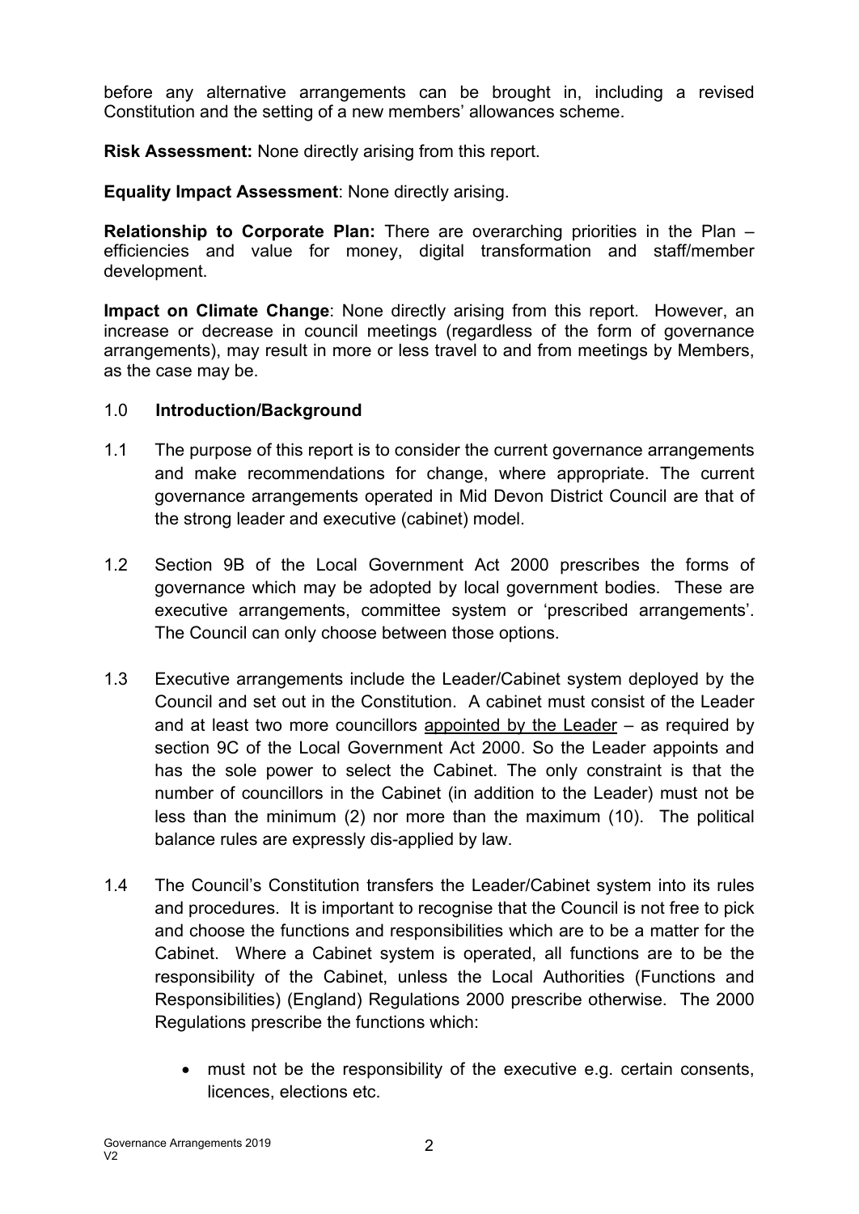before any alternative arrangements can be brought in, including a revised Constitution and the setting of a new members' allowances scheme.

**Risk Assessment:** None directly arising from this report.

**Equality Impact Assessment**: None directly arising.

**Relationship to Corporate Plan:** There are overarching priorities in the Plan – efficiencies and value for money, digital transformation and staff/member development.

**Impact on Climate Change**: None directly arising from this report. However, an increase or decrease in council meetings (regardless of the form of governance arrangements), may result in more or less travel to and from meetings by Members, as the case may be.

## 1.0 Introduction/Background

1.1 The purpose of this report is to consider the current governance arrangements and make recommendations for change, where appropriate. The current governance arrangements operated in Mid Devon District Council are that of the strong leader and executive (cabinet) model.

1.2 Section 9B of the Local Government Act 2000 prescribes the forms of governance which may be adopted by local government bodies. These are executive arrangements, committee system or 'prescribed arrangements'. The Council can only choose between those options.

1.3 Executive arrangements include the Leader/Cabinet system deployed by the Council and set out in the Constitution. A cabinet must consist of the Leader and at least two more councillors <u>appointed by the Leader</u> – as required by section 9C of the Local Government Act 2000. So the Leader appoints and has the sole power to select the Cabinet. The only constraint is that the number of councillors in the Cabinet (in addition to the Leader) must not be less than the minimum (2) nor more than the maximum (10). The political balance rules are expressly dis-applied by law.

1.4 The Council's Constitution transfers the Leader/Cabinet system into its rules and procedures. It is important to recognise that the Council is not free to pick and choose the functions and responsibilities which are to be a matter for the Cabinet. Where a Cabinet system is operated, all functions are to be the responsibility of the Cabinet, unless the Local Authorities (Functions and Responsibilities) (England) Regulations 2000 prescribe otherwise. The 2000 Regulations prescribe the functions which:

- must not be the responsibility of the executive e.g. certain consents, licences, elections etc.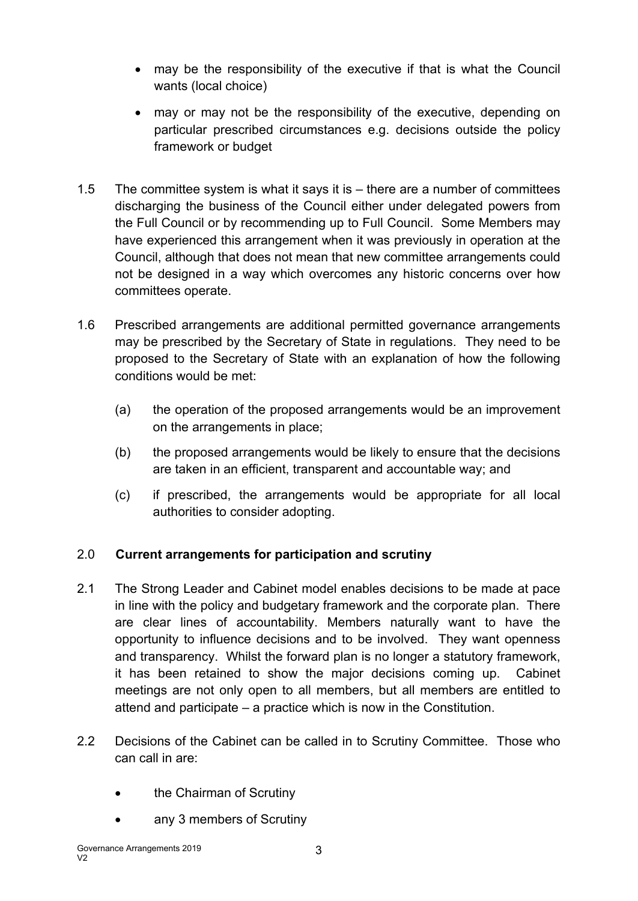- may be the responsibility of the executive if that is what the Council wants (local choice)
- may or may not be the responsibility of the executive, depending on particular prescribed circumstances e.g. decisions outside the policy framework or budget

1.5 The committee system is what it says it is – there are a number of committees discharging the business of the Council either under delegated powers from the Full Council or by recommending up to Full Council. Some Members may have experienced this arrangement when it was previously in operation at the Council, although that does not mean that new committee arrangements could not be designed in a way which overcomes any historic concerns over how committees operate.

1.6 Prescribed arrangements are additional permitted governance arrangements may be prescribed by the Secretary of State in regulations. They need to be proposed to the Secretary of State with an explanation of how the following conditions would be met:

(a) the operation of the proposed arrangements would be an improvement on the arrangements in place;

(b) the proposed arrangements would be likely to ensure that the decisions are taken in an efficient, transparent and accountable way; and

(c) if prescribed, the arrangements would be appropriate for all local authorities to consider adopting.

## 2.0 **Current arrangements for participation and scrutiny**

2.1 The Strong Leader and Cabinet model enables decisions to be made at pace in line with the policy and budgetary framework and the corporate plan. There are clear lines of accountability. Members naturally want to have the opportunity to influence decisions and to be involved. They want openness and transparency. Whilst the forward plan is no longer a statutory framework, it has been retained to show the major decisions coming up. Cabinet meetings are not only open to all members, but all members are entitled to attend and participate – a practice which is now in the Constitution.

2.2 Decisions of the Cabinet can be called in to Scrutiny Committee. Those who can call in are:

- the Chairman of Scrutiny
- any 3 members of Scrutiny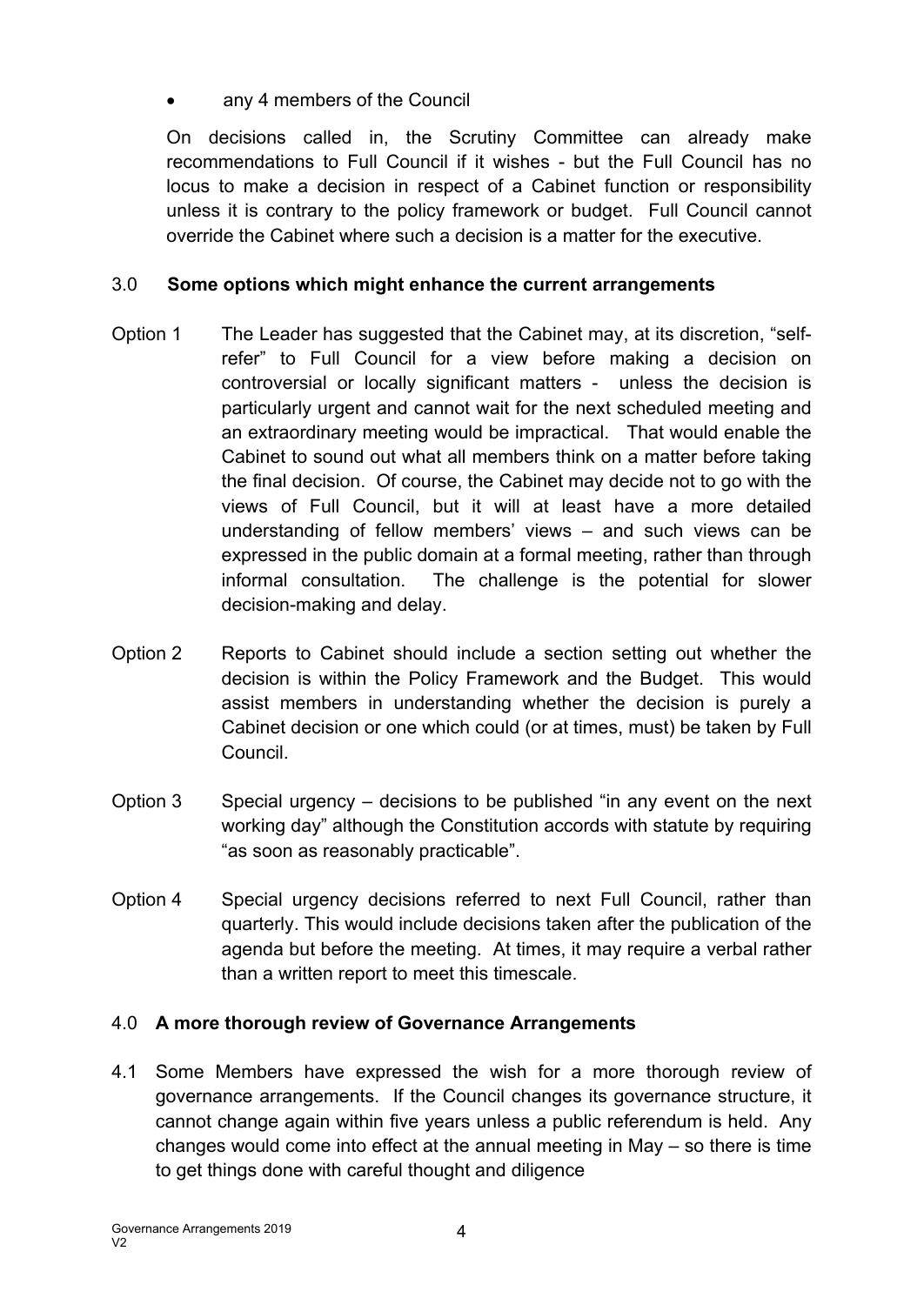- any 4 members of the Council

On decisions called in, the Scrutiny Committee can already make recommendations to Full Council if it wishes - but the Full Council has no locus to make a decision in respect of a Cabinet function or responsibility unless it is contrary to the policy framework or budget. Full Council cannot override the Cabinet where such a decision is a matter for the executive.

## 3.0 Some options which might enhance the current arrangements

Option 1 The Leader has suggested that the Cabinet may, at its discretion, "self-refer" to Full Council for a view before making a decision on controversial or locally significant matters - unless the decision is particularly urgent and cannot wait for the next scheduled meeting and an extraordinary meeting would be impractical. That would enable the Cabinet to sound out what all members think on a matter before taking the final decision. Of course, the Cabinet may decide not to go with the views of Full Council, but it will at least have a more detailed understanding of fellow members' views – and such views can be expressed in the public domain at a formal meeting, rather than through informal consultation. The challenge is the potential for slower decision-making and delay.

Option 2 Reports to Cabinet should include a section setting out whether the decision is within the Policy Framework and the Budget. This would assist members in understanding whether the decision is purely a Cabinet decision or one which could (or at times, must) be taken by Full Council.

Option 3 Special urgency – decisions to be published "in any event on the next working day" although the Constitution accords with statute by requiring "as soon as reasonably practicable".

Option 4 Special urgency decisions referred to next Full Council, rather than quarterly. This would include decisions taken after the publication of the agenda but before the meeting. At times, it may require a verbal rather than a written report to meet this timescale.

## 4.0 A more thorough review of Governance Arrangements

4.1 Some Members have expressed the wish for a more thorough review of governance arrangements. If the Council changes its governance structure, it cannot change again within five years unless a public referendum is held. Any changes would come into effect at the annual meeting in May – so there is time to get things done with careful thought and diligence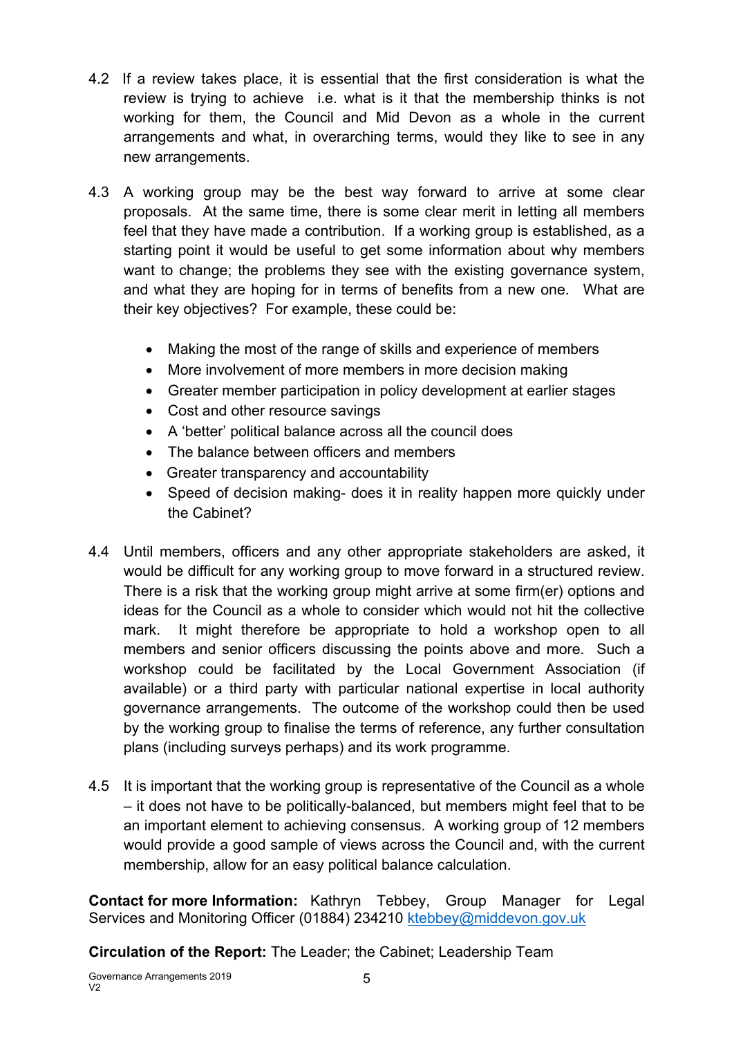4.2 If a review takes place, it is essential that the first consideration is what the review is trying to achieve i.e. what is it that the membership thinks is not working for them, the Council and Mid Devon as a whole in the current arrangements and what, in overarching terms, would they like to see in any new arrangements.

4.3 A working group may be the best way forward to arrive at some clear proposals. At the same time, there is some clear merit in letting all members feel that they have made a contribution. If a working group is established, as a starting point it would be useful to get some information about why members want to change; the problems they see with the existing governance system, and what they are hoping for in terms of benefits from a new one. What are their key objectives? For example, these could be:

- Making the most of the range of skills and experience of members
- More involvement of more members in more decision making
- Greater member participation in policy development at earlier stages
- Cost and other resource savings
- A 'better' political balance across all the council does
- The balance between officers and members
- Greater transparency and accountability
- Speed of decision making- does it in reality happen more quickly under the Cabinet?

4.4 Until members, officers and any other appropriate stakeholders are asked, it would be difficult for any working group to move forward in a structured review. There is a risk that the working group might arrive at some firm(er) options and ideas for the Council as a whole to consider which would not hit the collective mark. It might therefore be appropriate to hold a workshop open to all members and senior officers discussing the points above and more. Such a workshop could be facilitated by the Local Government Association (if available) or a third party with particular national expertise in local authority governance arrangements. The outcome of the workshop could then be used by the working group to finalise the terms of reference, any further consultation plans (including surveys perhaps) and its work programme.

4.5 It is important that the working group is representative of the Council as a whole – it does not have to be politically-balanced, but members might feel that to be an important element to achieving consensus. A working group of 12 members would provide a good sample of views across the Council and, with the current membership, allow for an easy political balance calculation.

**Contact for more Information:** Kathryn Tebbey, Group Manager for Legal Services and Monitoring Officer (01884) 234210 ktebbey@middevon.gov.uk

**Circulation of the Report:** The Leader; the Cabinet; Leadership Team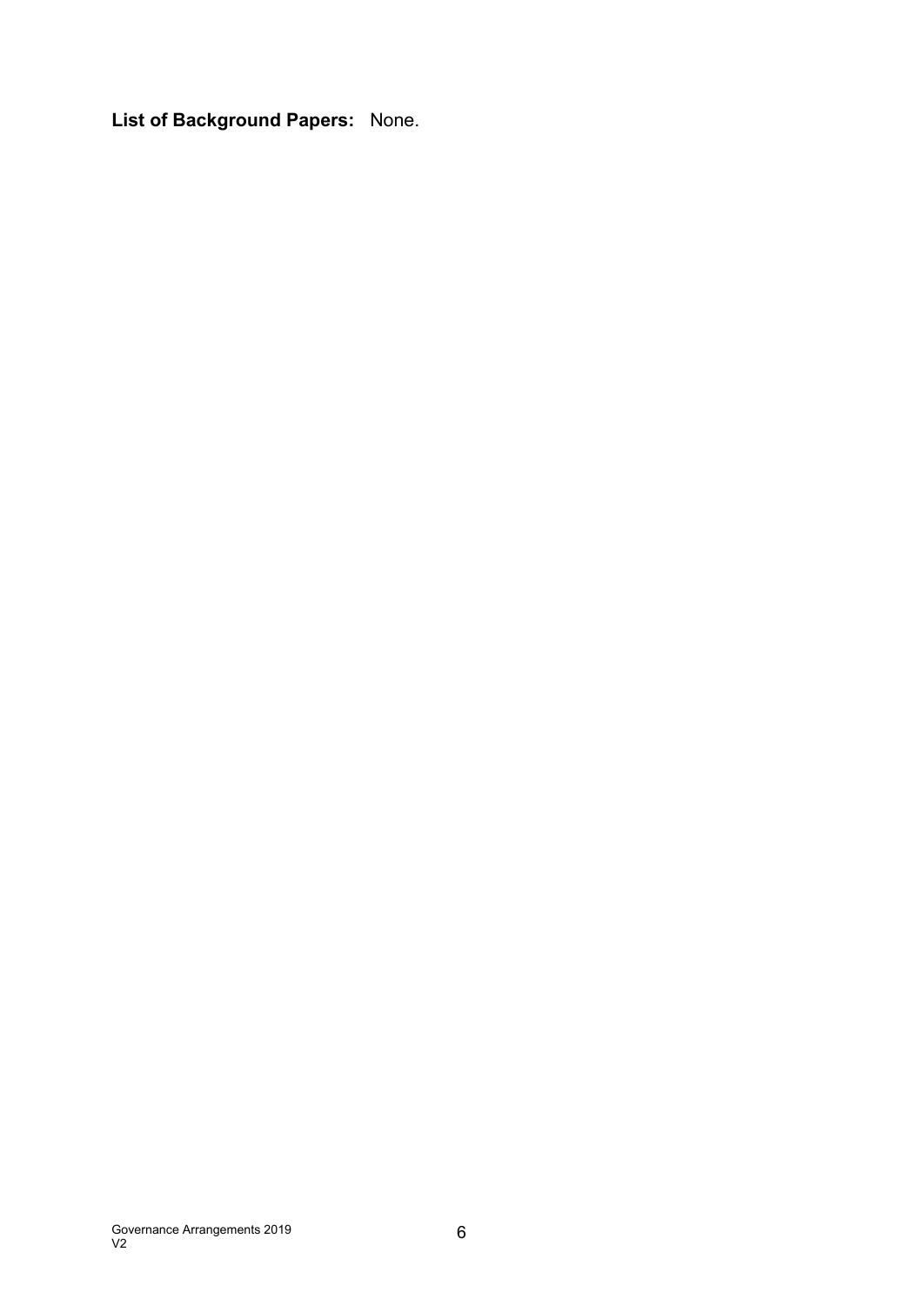**List of Background Papers:** None.